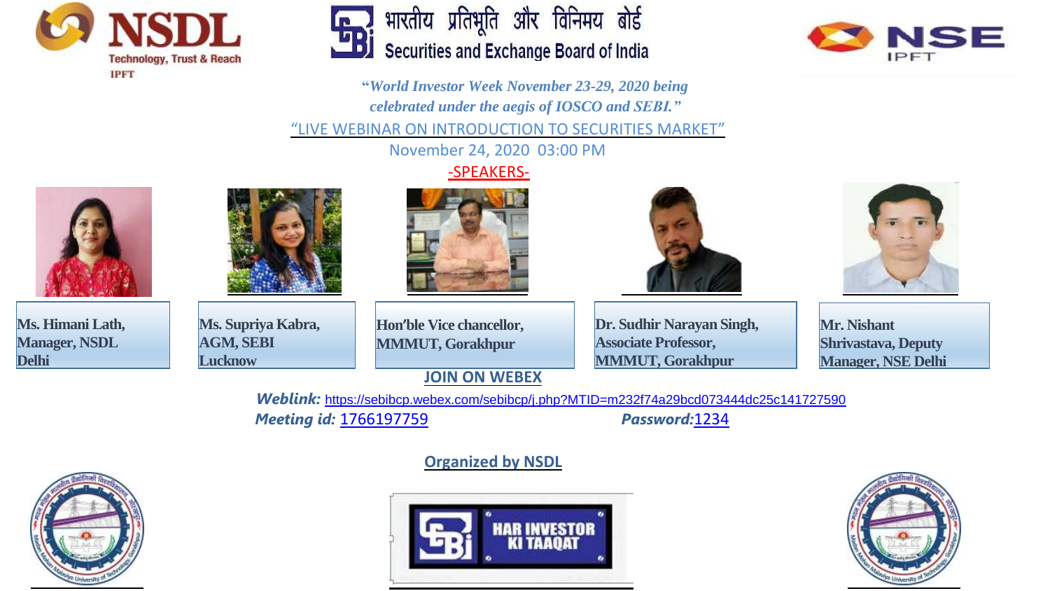NSDL
Technology, Trust & Reach
IPFT

भारतीय प्रतिभूति और विनिमय बोर्ड
Securities and Exchange Board of India

NSE
IPFT

***"World Investor Week November 23-29, 2020 being celebrated under the aegis of IOSCO and SEBI."***

"LIVE WEBINAR ON INTRODUCTION TO SECURITIES MARKET"

November 24, 2020 03:00 PM

-SPEAKERS-

| Ms. Himani Lath, Manager, NSDL Delhi | Ms. Supriya Kabra, AGM, SEBI Lucknow | Hon'ble Vice chancellor, MMMUT, Gorakhpur | Dr. Sudhir Narayan Singh, Associate Professor, MMMUT, Gorakhpur | Mr. Nishant Shrivastava, Deputy Manager, NSE Delhi |
|---|---|---|---|---|

**JOIN ON WEBEX**

***Weblink:*** https://sebibcp.webex.com/sebibcp/j.php?MTID=m232f74a29bcd073444dc25c141727590

***Meeting id:*** 1766197759 ***Password:***1234

**Organized by NSDL**

HAR INVESTOR KI TAAQAT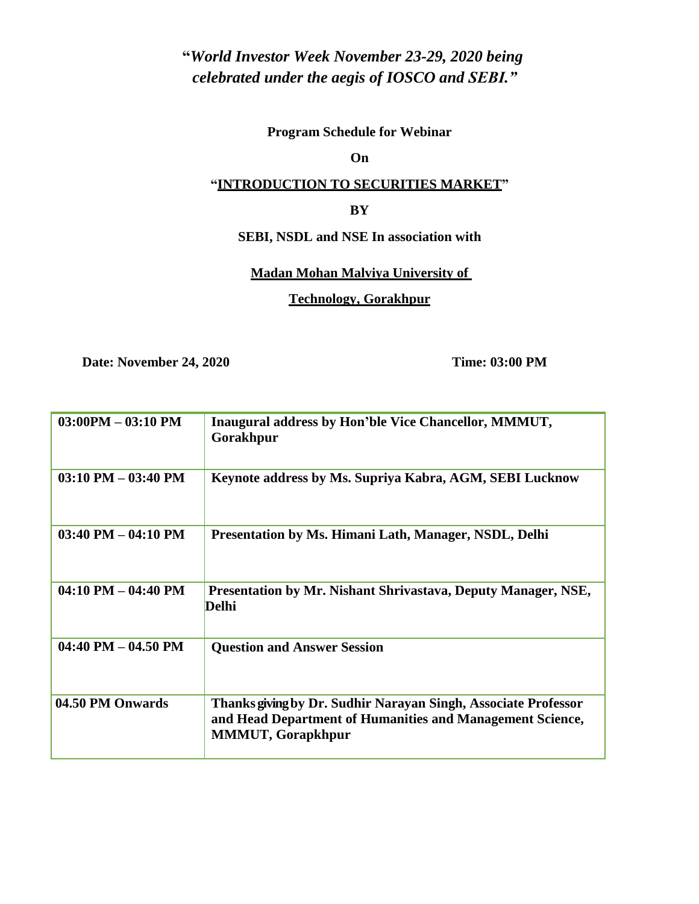**"*World Investor Week November 23-29, 2020 being celebrated under the aegis of IOSCO and SEBI.*"**

**Program Schedule for Webinar**

**On**

**"INTRODUCTION TO SECURITIES MARKET"**

**BY**

**SEBI, NSDL and NSE In association with**

**Madan Mohan Malviya University of Technology, Gorakhpur**

**Date: November 24, 2020** **Time: 03:00 PM**

| | |
|---|---|
| **03:00PM – 03:10 PM** | **Inaugural address by Hon'ble Vice Chancellor, MMMUT, Gorakhpur** |
| **03:10 PM – 03:40 PM** | **Keynote address by Ms. Supriya Kabra, AGM, SEBI Lucknow** |
| **03:40 PM – 04:10 PM** | **Presentation by Ms. Himani Lath, Manager, NSDL, Delhi** |
| **04:10 PM – 04:40 PM** | **Presentation by Mr. Nishant Shrivastava, Deputy Manager, NSE, Delhi** |
| **04:40 PM – 04.50 PM** | **Question and Answer Session** |
| **04.50 PM Onwards** | **Thanks giving by Dr. Sudhir Narayan Singh, Associate Professor and Head Department of Humanities and Management Science, MMMUT, Gorapkhpur** |